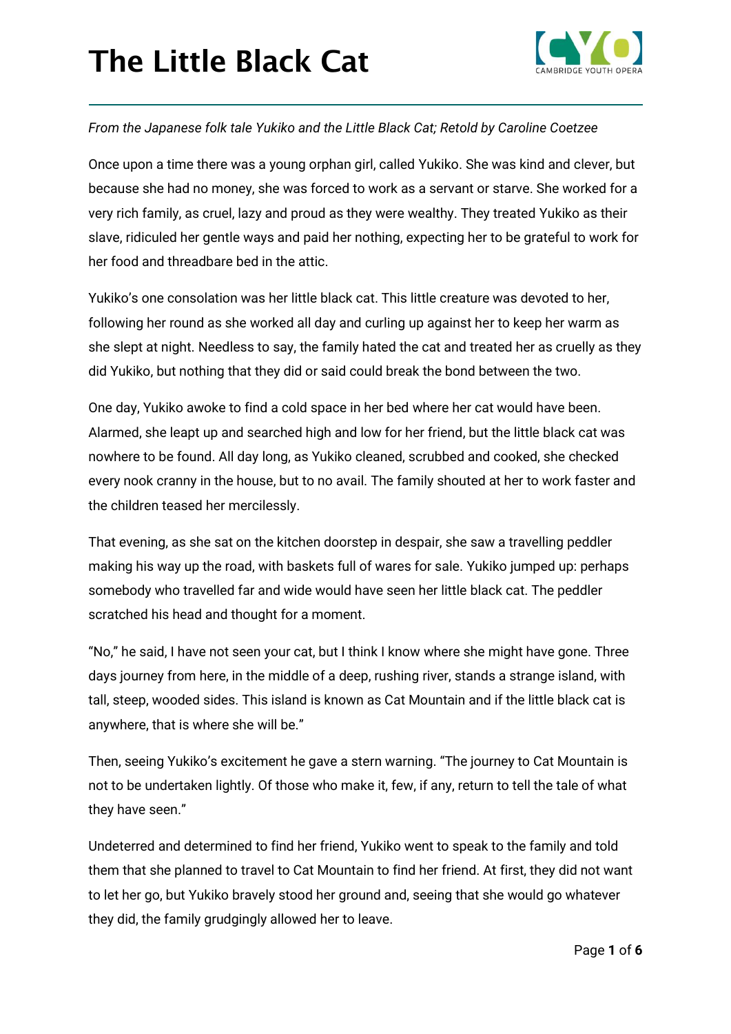# The Little Black Cat

*From the Japanese folk tale Yukiko and the Little Black Cat; Retold by Caroline Coetzee*

Once upon a time there was a young orphan girl, called Yukiko. She was kind and clever, but because she had no money, she was forced to work as a servant or starve. She worked for a very rich family, as cruel, lazy and proud as they were wealthy. They treated Yukiko as their slave, ridiculed her gentle ways and paid her nothing, expecting her to be grateful to work for her food and threadbare bed in the attic.

Yukiko's one consolation was her little black cat. This little creature was devoted to her, following her round as she worked all day and curling up against her to keep her warm as she slept at night. Needless to say, the family hated the cat and treated her as cruelly as they did Yukiko, but nothing that they did or said could break the bond between the two.

One day, Yukiko awoke to find a cold space in her bed where her cat would have been. Alarmed, she leapt up and searched high and low for her friend, but the little black cat was nowhere to be found. All day long, as Yukiko cleaned, scrubbed and cooked, she checked every nook cranny in the house, but to no avail. The family shouted at her to work faster and the children teased her mercilessly.

That evening, as she sat on the kitchen doorstep in despair, she saw a travelling peddler making his way up the road, with baskets full of wares for sale. Yukiko jumped up: perhaps somebody who travelled far and wide would have seen her little black cat. The peddler scratched his head and thought for a moment.

"No," he said, I have not seen your cat, but I think I know where she might have gone. Three days journey from here, in the middle of a deep, rushing river, stands a strange island, with tall, steep, wooded sides. This island is known as Cat Mountain and if the little black cat is anywhere, that is where she will be."

Then, seeing Yukiko's excitement he gave a stern warning. "The journey to Cat Mountain is not to be undertaken lightly. Of those who make it, few, if any, return to tell the tale of what they have seen."

Undeterred and determined to find her friend, Yukiko went to speak to the family and told them that she planned to travel to Cat Mountain to find her friend. At first, they did not want to let her go, but Yukiko bravely stood her ground and, seeing that she would go whatever they did, the family grudgingly allowed her to leave.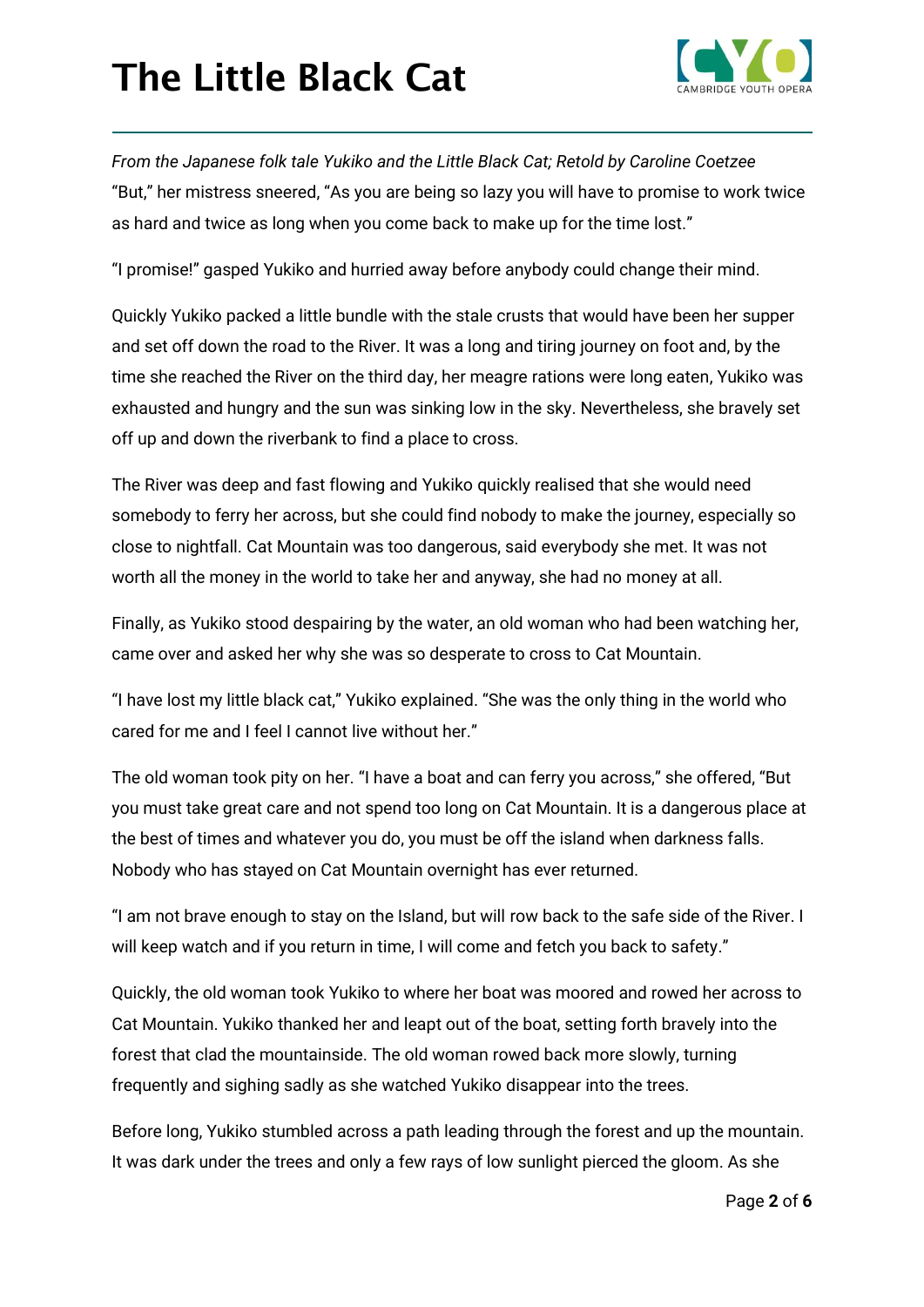*From the Japanese folk tale Yukiko and the Little Black Cat; Retold by Caroline Coetzee*

"But," her mistress sneered, "As you are being so lazy you will have to promise to work twice as hard and twice as long when you come back to make up for the time lost."

"I promise!" gasped Yukiko and hurried away before anybody could change their mind.

Quickly Yukiko packed a little bundle with the stale crusts that would have been her supper and set off down the road to the River. It was a long and tiring journey on foot and, by the time she reached the River on the third day, her meagre rations were long eaten, Yukiko was exhausted and hungry and the sun was sinking low in the sky. Nevertheless, she bravely set off up and down the riverbank to find a place to cross.

The River was deep and fast flowing and Yukiko quickly realised that she would need somebody to ferry her across, but she could find nobody to make the journey, especially so close to nightfall. Cat Mountain was too dangerous, said everybody she met. It was not worth all the money in the world to take her and anyway, she had no money at all.

Finally, as Yukiko stood despairing by the water, an old woman who had been watching her, came over and asked her why she was so desperate to cross to Cat Mountain.

"I have lost my little black cat," Yukiko explained. "She was the only thing in the world who cared for me and I feel I cannot live without her."

The old woman took pity on her. "I have a boat and can ferry you across," she offered, "But you must take great care and not spend too long on Cat Mountain. It is a dangerous place at the best of times and whatever you do, you must be off the island when darkness falls. Nobody who has stayed on Cat Mountain overnight has ever returned.

"I am not brave enough to stay on the Island, but will row back to the safe side of the River. I will keep watch and if you return in time, I will come and fetch you back to safety."

Quickly, the old woman took Yukiko to where her boat was moored and rowed her across to Cat Mountain. Yukiko thanked her and leapt out of the boat, setting forth bravely into the forest that clad the mountainside. The old woman rowed back more slowly, turning frequently and sighing sadly as she watched Yukiko disappear into the trees.

Before long, Yukiko stumbled across a path leading through the forest and up the mountain. It was dark under the trees and only a few rays of low sunlight pierced the gloom. As she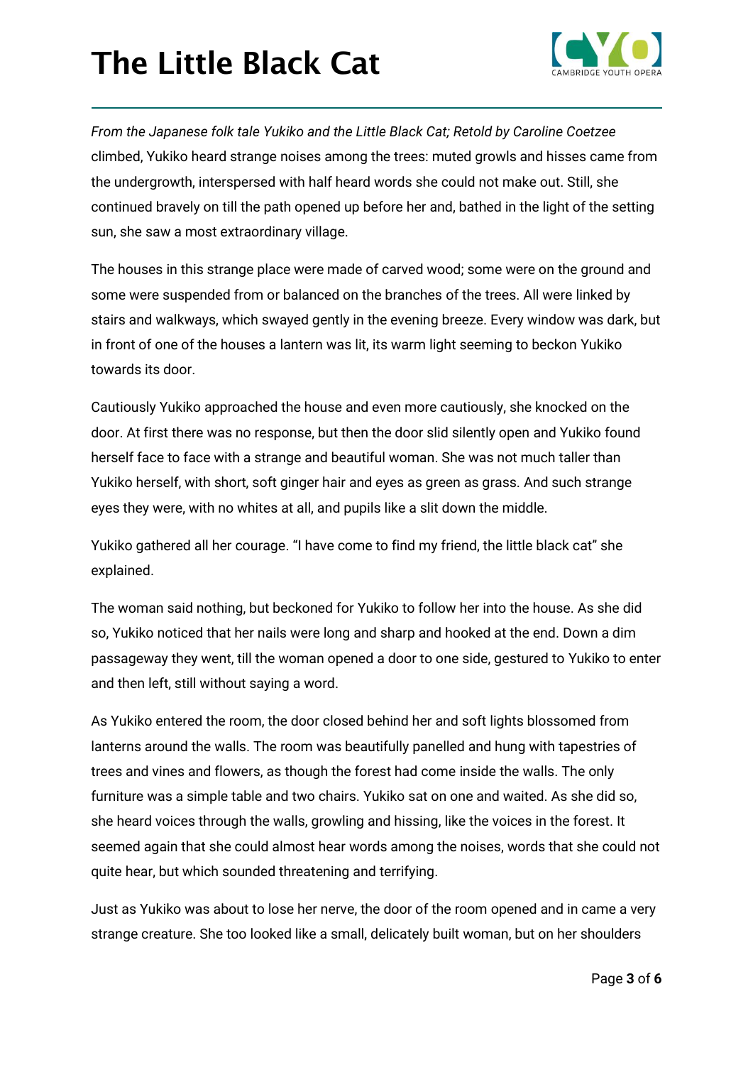climbed, Yukiko heard strange noises among the trees: muted growls and hisses came from the undergrowth, interspersed with half heard words she could not make out. Still, she continued bravely on till the path opened up before her and, bathed in the light of the setting sun, she saw a most extraordinary village.

The houses in this strange place were made of carved wood; some were on the ground and some were suspended from or balanced on the branches of the trees. All were linked by stairs and walkways, which swayed gently in the evening breeze. Every window was dark, but in front of one of the houses a lantern was lit, its warm light seeming to beckon Yukiko towards its door.

Cautiously Yukiko approached the house and even more cautiously, she knocked on the door. At first there was no response, but then the door slid silently open and Yukiko found herself face to face with a strange and beautiful woman. She was not much taller than Yukiko herself, with short, soft ginger hair and eyes as green as grass. And such strange eyes they were, with no whites at all, and pupils like a slit down the middle.

Yukiko gathered all her courage. "I have come to find my friend, the little black cat" she explained.

The woman said nothing, but beckoned for Yukiko to follow her into the house. As she did so, Yukiko noticed that her nails were long and sharp and hooked at the end. Down a dim passageway they went, till the woman opened a door to one side, gestured to Yukiko to enter and then left, still without saying a word.

As Yukiko entered the room, the door closed behind her and soft lights blossomed from lanterns around the walls. The room was beautifully panelled and hung with tapestries of trees and vines and flowers, as though the forest had come inside the walls. The only furniture was a simple table and two chairs. Yukiko sat on one and waited. As she did so, she heard voices through the walls, growling and hissing, like the voices in the forest. It seemed again that she could almost hear words among the noises, words that she could not quite hear, but which sounded threatening and terrifying.

Just as Yukiko was about to lose her nerve, the door of the room opened and in came a very strange creature. She too looked like a small, delicately built woman, but on her shoulders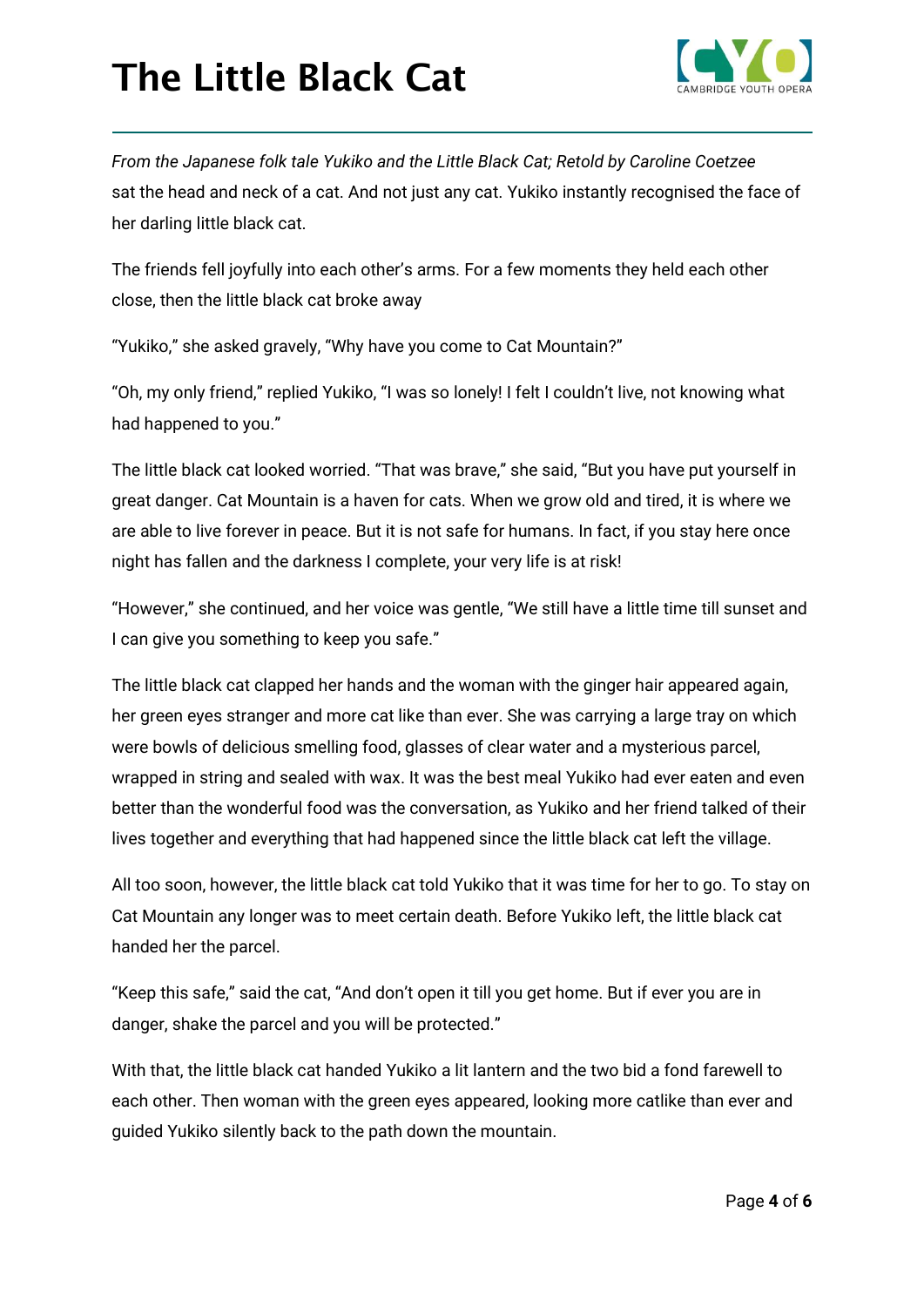*From the Japanese folk tale Yukiko and the Little Black Cat; Retold by Caroline Coetzee*

sat the head and neck of a cat. And not just any cat. Yukiko instantly recognised the face of her darling little black cat.

The friends fell joyfully into each other's arms. For a few moments they held each other close, then the little black cat broke away

"Yukiko," she asked gravely, "Why have you come to Cat Mountain?"

"Oh, my only friend," replied Yukiko, "I was so lonely! I felt I couldn't live, not knowing what had happened to you."

The little black cat looked worried. "That was brave," she said, "But you have put yourself in great danger. Cat Mountain is a haven for cats. When we grow old and tired, it is where we are able to live forever in peace. But it is not safe for humans. In fact, if you stay here once night has fallen and the darkness I complete, your very life is at risk!

"However," she continued, and her voice was gentle, "We still have a little time till sunset and I can give you something to keep you safe."

The little black cat clapped her hands and the woman with the ginger hair appeared again, her green eyes stranger and more cat like than ever. She was carrying a large tray on which were bowls of delicious smelling food, glasses of clear water and a mysterious parcel, wrapped in string and sealed with wax. It was the best meal Yukiko had ever eaten and even better than the wonderful food was the conversation, as Yukiko and her friend talked of their lives together and everything that had happened since the little black cat left the village.

All too soon, however, the little black cat told Yukiko that it was time for her to go. To stay on Cat Mountain any longer was to meet certain death. Before Yukiko left, the little black cat handed her the parcel.

"Keep this safe," said the cat, "And don't open it till you get home. But if ever you are in danger, shake the parcel and you will be protected."

With that, the little black cat handed Yukiko a lit lantern and the two bid a fond farewell to each other. Then woman with the green eyes appeared, looking more catlike than ever and guided Yukiko silently back to the path down the mountain.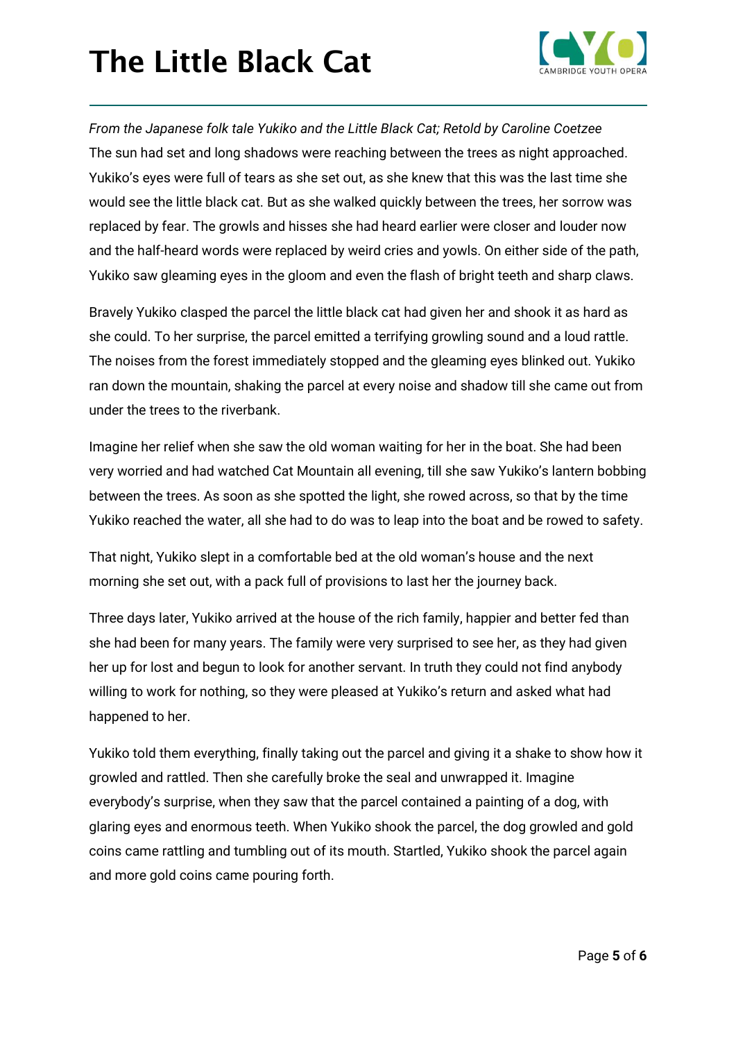# The Little Black Cat

*From the Japanese folk tale Yukiko and the Little Black Cat; Retold by Caroline Coetzee*

The sun had set and long shadows were reaching between the trees as night approached. Yukiko's eyes were full of tears as she set out, as she knew that this was the last time she would see the little black cat. But as she walked quickly between the trees, her sorrow was replaced by fear. The growls and hisses she had heard earlier were closer and louder now and the half-heard words were replaced by weird cries and yowls. On either side of the path, Yukiko saw gleaming eyes in the gloom and even the flash of bright teeth and sharp claws.

Bravely Yukiko clasped the parcel the little black cat had given her and shook it as hard as she could. To her surprise, the parcel emitted a terrifying growling sound and a loud rattle. The noises from the forest immediately stopped and the gleaming eyes blinked out. Yukiko ran down the mountain, shaking the parcel at every noise and shadow till she came out from under the trees to the riverbank.

Imagine her relief when she saw the old woman waiting for her in the boat. She had been very worried and had watched Cat Mountain all evening, till she saw Yukiko's lantern bobbing between the trees. As soon as she spotted the light, she rowed across, so that by the time Yukiko reached the water, all she had to do was to leap into the boat and be rowed to safety.

That night, Yukiko slept in a comfortable bed at the old woman's house and the next morning she set out, with a pack full of provisions to last her the journey back.

Three days later, Yukiko arrived at the house of the rich family, happier and better fed than she had been for many years. The family were very surprised to see her, as they had given her up for lost and begun to look for another servant. In truth they could not find anybody willing to work for nothing, so they were pleased at Yukiko's return and asked what had happened to her.

Yukiko told them everything, finally taking out the parcel and giving it a shake to show how it growled and rattled. Then she carefully broke the seal and unwrapped it. Imagine everybody's surprise, when they saw that the parcel contained a painting of a dog, with glaring eyes and enormous teeth. When Yukiko shook the parcel, the dog growled and gold coins came rattling and tumbling out of its mouth. Startled, Yukiko shook the parcel again and more gold coins came pouring forth.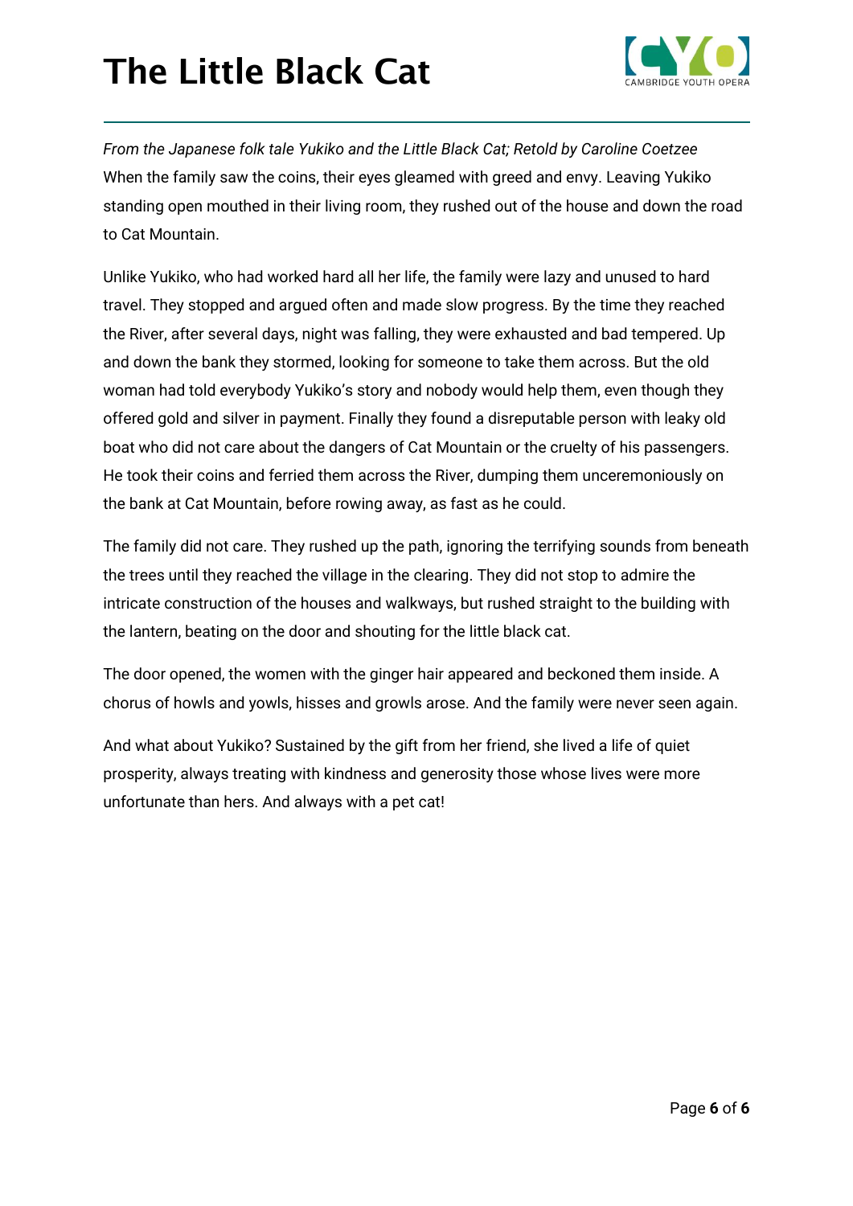# The Little Black Cat

*From the Japanese folk tale Yukiko and the Little Black Cat; Retold by Caroline Coetzee*

When the family saw the coins, their eyes gleamed with greed and envy. Leaving Yukiko standing open mouthed in their living room, they rushed out of the house and down the road to Cat Mountain.

Unlike Yukiko, who had worked hard all her life, the family were lazy and unused to hard travel. They stopped and argued often and made slow progress. By the time they reached the River, after several days, night was falling, they were exhausted and bad tempered. Up and down the bank they stormed, looking for someone to take them across. But the old woman had told everybody Yukiko's story and nobody would help them, even though they offered gold and silver in payment. Finally they found a disreputable person with leaky old boat who did not care about the dangers of Cat Mountain or the cruelty of his passengers. He took their coins and ferried them across the River, dumping them unceremoniously on the bank at Cat Mountain, before rowing away, as fast as he could.

The family did not care. They rushed up the path, ignoring the terrifying sounds from beneath the trees until they reached the village in the clearing. They did not stop to admire the intricate construction of the houses and walkways, but rushed straight to the building with the lantern, beating on the door and shouting for the little black cat.

The door opened, the women with the ginger hair appeared and beckoned them inside. A chorus of howls and yowls, hisses and growls arose. And the family were never seen again.

And what about Yukiko? Sustained by the gift from her friend, she lived a life of quiet prosperity, always treating with kindness and generosity those whose lives were more unfortunate than hers. And always with a pet cat!